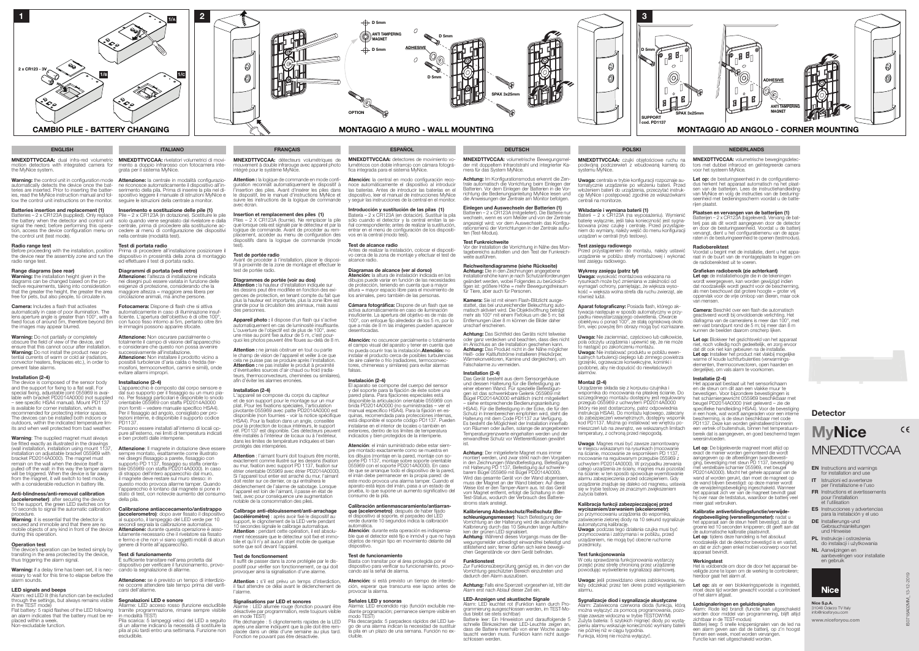# 1

2 x CR123 - 3V

1/A

1/B

1/C

## CAMBIO PILE - BATTERY CHANGING

# 2

D 5mm

ANTI TAMPERING MAGNET

ADHESIVE

D 5mm

D 5mm

D 5mm

SPAX 3x25mm

OPTION

## MONTAGGIO A MURO - WALL MOUNTING

# 3

D 5mm

D 5mm

ADHESIVE

SPAX 3x25mm

ANTI TAMPERING MAGNET

SUPPORT cod. PD1137

## MONTAGGIO AD ANGOLO - CORNER MOUNTING

## ENGLISH

**MNEXDTTVCCAA:** dual infra-red volumetric motion detectors with integrated camera for the MyNice system.

**Warning:** the control unit in configuration mode automatically detects the device once the batteries are inserted. Prior to inserting the batteries, read the MyNice instruction manual and follow the control unit instructions on the monitor.

### Batteries insertion and replacement (1)

Batteries – 2 x CR123A (supplied). Only replace the battery when the detector and control unit signal the need; before performing this operation, access the device configuration menu on the control unit (test mode).

### Radio range test

Before proceeding with the installation, position the device near the assembly zone and run the radio range test.

### Range diagrams (see rear)

**Warning:** the installation height given in the diagrams can be changed based on the protective requirements, taking into consideration that the greater the height, the greater the area free for pets, but also people, to circulate in.

**Camera:** Includes a flash that activates automatically in case of poor illumination. The lens aperture angle is greater than 100°, with a fixed focus of around 5m, therefore beyond 8m the images may appear blurred.

**Warning:** Do not partially or completely obscure the field of view of the device, and ensure that this cannot occur after installation. **Warning:** Do not install the product near potential currents of warm or cold air (radiators, convector heaters, fireplaces etc.), in order to prevent false alarms.

### Installation (2-4)

The device is composed of the sensor body and the support for fixing to a flat wall. For special fixing, adjustable joint 055969 is available with bracket PD2014A0000 (not supplied – see specific HSA4 manual). Mount PD1137 is available for corner installation, which is recommended for protecting interior spaces. The devices can be installed both indoors or outdoors, within the indicated temperature limits and when well protected from bad weather.

**Warning**: The supplied magnet must always be fitted exactly as illustrated in the drawings (wall installation, installation using mount 1137, installation on adjustable bracket 055969 with bracket PD2014A0000). The magnet must remain on the wall when the device itself is pulled off the wall: in this way the tamper alarm will be triggered. When the device is far away from the magnet, it will switch to test mode, with a considerable reduction in battery life.

### Anti-blindness/anti-removal calibration (accelerometer)

after securing the device to the support, the green LED switches on for 10 seconds to signal the automatic calibration procedure.

**Warning:** it is essential that the detector is secured and immobile and that there are no mobile objects of any kind in front of the device during this operation.

### Operation test

The device's operation can be tested simply by transiting in the area protected by the device, thus triggering the alarm signal.

**Warning:** if a delay time has been set, it is necessary to wait for this time to elapse before the alarm sounds.

### LED signals and beeps

Alarm: red LED lit (this function can be excluded through the settings, but always remains visible in the TEST mode)

Flat battery: 5 rapid flashes of the LED following an alarm indicates that the battery must be replaced within a week.

Non-excludable function.

## ITALIANO

**MNEXDTTVCCAA:** rivelatori volumetrici di movimento a doppio infrarosso con fotocamera integrata per il sistema MyNice.

**Attenzione:** la centrale in modalità configurazione riconosce automaticamente il dispositivo all'inserimento della pila. Prima di inserire la pila nel dispositivo leggere il manuale di istruzioni MyNice e seguire le istruzioni della centrale a monitor.

### Inserimento e sostituzione delle pile (1)

Pile – 2 x CR123A (in dotazione). Sostituire le pile solo quando viene segnalato dal rivelatore e dalla centrale, prima di procedere alla sostituzione accedere al menù di configurazione dei dispositivi nella centrale (modalità test).

### Test di portata radio

Prima di procedere all'installazione posizionare il dispositivo in prossimità della zona di montaggio ed effettuare il test di portata radio.

### Diagrammi di portata (vedi retro)

**Attenzione:** l'altezza di installazione indicata nei disegni può essere variata in funzione delle esigenze di protezione, considerando che la maggiore altezza = maggiore area libera per circolazione animali, ma anche persone.

**Fotocamera:** Dispone di flash che si attiva automaticamente in caso di illuminazione insufficiente. L'apertura dell'obiettivo è di oltre 100°, con fuoco fisso intorno ai 5m, pertanto oltre 8m le immagini possono apparire sfocate.

**Attenzione:** Non oscurare parzialmente o totalmente il campo di visione dell'apparecchio e considerare che questo non possa avvenire successivamente all'installazione.

**Attenzione:** Non installare il prodotto vicino a possibili turbolenze d'aria calda o fredda (termosifoni, termoconvettori, camini e simili), onde evitare allarmi impropri.

### Installazione (2-4)

L'apparecchio è composto dal corpo sensore e dal suo supporto per il fissaggio su un muro piano. Per fissaggi particolari è disponibile lo snodo orientabile 055969 con staffa PD2014A0000 (non fornito – vedere manuale specifico HSA4). Per il fissaggio ad angolo, consigliato per protezioni interne, è disponibile il supporto codice PD1137.

Possono essere installati all'interno di locali oppure all'esterno, nei limiti di temperatura indicati e ben protetti dalle intemperie.

**Attenzione:** Il magnete in dotazione deve essere sempre montato, esattamente come illustrato nei disegni (fissaggio a parete, fissaggio con supporto PD 1137, fissaggio su staffa orientabile 055969 con staffa PD2014A0000). In caso di strappo dell'intero apparecchio dal muro, il magnete deve restare sul muro stesso: in questo modo provoca allarme tamper. Quando l'apparecchio è lontano dal magnete si pone in stato di test, con notevole aumento del consumo della pila.

### Calibrazione antiaccecamento/antistrappo (accelerometro)

dopo aver fissato il dispositivo al supporto, il **l**ampeggio del LED verde per 10 secondi segnala la calibrazione automatica.

**Attenzione:** durante questa operazione è assolutamente necessario che il rivelatore sia fissato e fermo e che non vi siano oggetti mobili di alcun genere di fronte all'apparecchio.

### Test di funzionamento

È sufficiente transitare nell'area protetta dal dispositivo per verificare il funzionamento, provocando la segnalazione di allarme.

**Attenzione:** se è previsto un tempo di interdizione occorre attendere tale tempo prima del verificarsi dell'allarme.

### Segnalazioni LED e sonore

Allarme: LED acceso rosso (funzione escludibile tramite programmazione, rimane sempre visibile in modalità TEST)

Pila scarica: 5 lampeggi veloci del LED a seguito di un allarme indicano la necessità di sostituire la pila al più tardi entro una settimana. Funzione non escludibile.

## FRANÇAIS

**MNEXDTTVCCAA:** détecteurs volumétriques de mouvement à double infrarouge avec appareil photo intégré pour le système MyNice.

**Attention :** la logique de commande en mode configuration reconnaît automatiquement le dispositif à l'insertion des piles. Avant d'insérer les piles dans le dispositif, lire le manuel d'instructions MyNice et suivre les instructions de la logique de commande avec écran.

### Insertion et remplacement des piles (1)

Piles – 2 x CR123A (fournie). Ne remplacer la pile que lorsque cela est signalé par le détecteur et par la logique de commande. Avant de procéder au remplacement, accéder au menu de configuration des dispositifs dans la logique de commande (mode test).

### Test de portée radio

Avant de procéder à l'installation, placer le dispositif à proximité de la zone de montage et effectuer le test de portée radio.

### Diagrammes de portée (voir au dos)

**Attention :** la hauteur d'installation indiquée sur les dessins peut être modifiée en fonction des exigences de protection, en tenant compte du fait que plus la hauteur est importante, plus la zone libre est grande pour la circulation des animaux, mais aussi des personnes.

**Appareil photo :** il dispose d'un flash qui s'active automatiquement en cas de luminosité insuffisante. L'ouverture de l'objectif est de plus de 100°, avec une mise au point fixe autour de 5 m, c'est pourquoi les photos peuvent être floues au-delà de 8 m.

**Attention :** ne jamais obstruer en tout ou partie le champ de vision de l'appareil et veiller à ce que cela ne puisse pas se produire après l'installation. **Attention :** ne pas installer le produit à proximité d'éventuelles sources d'air chaud ou froid (radiateurs, thermoconvecteurs, cheminées ou similaires), afin d'éviter les alarmes erronées.

### Installation (2-4)

L'appareil se compose du corps du capteur et de son support pour le montage sur un mur plat. Pour les fixations spéciales, l'articulation pivotante 055969 avec patte PD2014A0000 est disponible (non fournies - voir la notice spécifique HSA4). Pour la fixation dans un angle, conseillée pour la protection de locaux intérieurs, le support réf. PD1137 est disponible. Ces détecteurs peuvent être installés à l'intérieur de locaux ou à l'extérieur, dans les limites de température indiquées et bien protégés des intempéries.

**Attention :** l'aimant fourni doit toujours être monté, exactement comme illustré sur les dessins (fixation au mur, fixation avec support PD 1137, fixation sur étrier orientable 055969 avec étrier PD2014A0000). Si l'appareil tout entier est arraché du mur, l'aimant doit rester sur ce dernier, ce qui entraînera le déclenchement de l'alarme de sabotage. Lorsque l'appareil est loin de l'aimant, il passe en état de test, avec pour conséquence une augmentation notable de la consommation des piles.

### Calibrage anti-éblouissement/anti-arrachage (accéléromètre)

après avoir fixé le dispositif au support, le clignotement de la LED verte pendant 10 secondes signale le calibrage automatique.

**Attention** : pendant cette opération, il est absolument nécessaire que le détecteur soit fixé et immobile et qu'il n'y ait aucun objet mobile de quelque sorte que soit devant l'appareil.

### Test de fonctionnement

Il suffit de passer dans la zone protégée par le dispositif pour vérifier son fonctionnement, ce qui doit provoquer ainsi la signalisation d'une alarme.

**Attention :** s'il est prévu un temps d'interdiction, il faut attendre ce délai avant le déclenchement de l'alarme.

### Signalisations par LED et sonores

Alarme : LED allumée rouge (fonction pouvant être désactivée par programmation, reste toujours visible en mode TEST)

Pile déchargée : 5 clignotements rapides de la LED après une alarme indiquent que la pile doit être remplacée dans un délai d'une semaine au plus tard. Fonction ne pouvant pas être désactivée.

## ESPAÑOL

**MNEXDTTVCCAA:** detectores de movimiento volumétricos con doble infrarrojo con cámara fotográfica integrada para el sistema MyNice.

**Atención:** la central en modo configuración reconoce automáticamente el dispositivo al introducir las baterías. Antes de introducir las baterías en el dispositivo, lee el manual de instrucciones MyNice y seguir las instrucciones de la central en el monitor.

### Introducción y sustitución de las pilas (1)

Batería – 2 x CR123A (en dotación). Sustituir la pila sólo cuando el detector y la central emitan la señal correspondiente; antes de realizar la sustitución, entrar en el menú de configuración de los dispositivos en la central (modo test).

### Test de alcance radio

Antes de realizar la instalación, colocar el dispositivo cerca de la zona de montaje y efectuar el test de alcance radio.

### Diagramas de alcance (ver al dorso)

**Atención:** la altura de instalación indicada en los dibujos puede variar en función de las necesidades de protección, teniendo en cuenta que a mayor altura = mayor espacio libre para el movimiento de los animales, pero también de las personas.

**Cámara fotográfica:** Dispone de un flash que se activa automáticamente en caso de iluminación insuficiente. La apertura del objetivo es de más de 100°, con enfoque fijo alrededor de los 5 m, por lo que a más de 8 m las imágenes pueden aparecer desenfocadas.

**Atención:** no oscurecer parcialmente o totalmente el campo visual del aparato y tener en cuenta que no pueda ocurrir tras la instalación. **Atención:** no instalar el producto cerca de posibles turbulencias de aire caliente o frío (radiadores, termoconvectores, chimeneas y similares) para evitar alarmas falsas.

### Instalación (2-4)

El aparato se compone del cuerpo del sensor y del soporte para la fijación de éste sobre una pared plana. Para fijaciones especiales está disponible la articulación orientable 055969 con brida PD2014A0000 (no suministradas – ver el manual específico HSA4). Para la fijación en esquinas, recomendada para protecciones internas, está disponible el soporte código PD1137. Pueden instalarse en el interior de locales o también en exteriores, dentro de los límites de temperatura indicados y bien protegidos de la intemperie.

**Atención:** el imán suministrado debe estar siempre montado exactamente como se muestra en los dibujos (montaje en la pared, montaje con soporte PD 1137, montaje sobre soporte orientable 055969 con el soporte PD2014A0000). En caso de que se arranque todo el dispositivo de la pared, el imán debe permanecer en la propia pared: de este modo provoca una alarma tamper. Cuando el aparato está lejos del imán, pasa a un estado de prueba, lo que supone un aumento significativo del consumo de la pila.

### Calibración antienmascaramiento/antiarranque (acelerómetro)

después de haber fijado el dispositivo al soporte, el parpadeo del LED verde durante 10 segundos indica la calibración automática.

**Atención:** durante esta operación es indispensable que el detector esté fijo e inmóvil y que no haya objetos de ningún tipo en movimiento delante del dispositivo.

### Test de funcionamiento

Basta con transitar por el área protegida por el dispositivo para verificar su funcionamiento, provocando así la señal de alarma.

**Atención:** si está previsto un tiempo de interdicción, esperar que transcurra ese lapso antes de provocar la alarma.

### Señales LED y sonoras

Alarma: LED encendido rojo (función excluible mediante programación; permanece siempre visible en modo TEST)

Pila descargada: 5 parpadeos rápidos del LED luego de una alarma indican la necesidad de sustituir la pila en un plazo de una semana. Función no excluible.

## DEUTSCH

**MNEXDTTVCCAA:** volumetrische Bewegungsmelder mit doppeltem Infrarotstrahl und integrierter Kamera für das System MyNice.

**Achtung:** Im Konfigurationsmodus erkennt die Zentrale automatisch die Vorrichtung beim Einlegen der Batterien. Vor dem Einlegen der Batterien in die Vorrichtung die Bedienungsanleitung MyNice lesen und die Anweisungen der Zentrale am Monitor befolgen.

### Einlegen und Auswechseln der Batterien (1)

Batterien – 2 x CR123A (mitgeliefert). Die Batterie nur wechseln, wenn es vom Melder und von der Zentrale angezeigt wird; vor dem Auswechseln das Konfigurationsmenü der Vorrichtungen in der Zentrale aufrufen (Test-Modus).

### Test Funkreichweite

Vor der Installation die Vorrichtung in Nähe des Montagebereichs aufstellen und den Test der Funkreichweite ausführen.

### Reichweitendiagramme (siehe Rückseite)

**Achtung:** Die in den Zeichnungen angegebene Installationshöhe kann je nach Schutzanforderungen geändert werden, wobei Folgendes zu berücksichtigen ist: größere Höhe = mehr Bewegungsfreiraum für Tiere, aber auch für Personen.

**Kamera:** Sie ist mit einem Flash-Blitzlicht ausgestattet, das bei unzureichender Beleuchtung automatisch aktiviert wird. Die Objektivöffnung beträgt mehr als 100° mit einem Fixfokus um die 5 m; bei Entfernungen über 8 m können die Bilder daher unscharf erscheinen.

**Achtung:** Das Sichtfeld des Geräts nicht teilweise oder ganz verdecken und beachten, dass dies nicht im Anschluss an die Installation geschehen kann. **Achtung:** Das Produkt nicht in der Nähe möglicher Heiß- oder Kaltluftströme installieren (Heizkörper, Wärmekonvektoren, Kamine und dergleichen), um Falschalarme zu vermeiden.

### Installation (2-4)

Das Gerät besteht aus dem Sensorgehäuse und dessen Halterung für die Befestigung an einer ebenen Wand. Für spezielle Befestigungen ist das schwenkbare Gelenk 055969 mit Bügel PD2014A0000 erhältlich (nicht mitgeliefert – siehe entsprechende Bedienungsanleitung HSA4). Für die Befestigung in der Ecke, die für den Schutz in Innenbereichen empfohlen wird, steht die Halterung mit dem Code PD1137 zur Verfügung. Es besteht die Möglichkeit der Installation innerhalb von Räumen oder außen, solange die angegebenen Temperaturgrenzwerte eingehalten werden und der einwandfreie Schutz vor Wettereinflüssen gewährt ist.

**Achtung:** Der mitgelieferte Magnet muss immer montiert werden, und zwar strikt nach den Vorgaben in den Zeichnungen (Wandbefestigung, Befestigung mit Halterung PD 1137, Befestigung auf schwenkbarem Bügel 055969 mit Bügel PD2014A0000). Wird das gesamte Gerät von der Wand abgerissen, muss der Magnet an der Wand bleiben: Auf diese Weise löst er den Tamper-Alarm aus. Ist das Gerät vom Magnet entfernt, erfolgt die Schaltung in den Test-Status, wodurch der Verbrauch des Batteriestroms stark ansteigt.

### Kalibrierung Abdeckschutz/Reißschutz (Beschleunigungsmesser)

Nach Befestigung der Vorrichtung an der Halterung wird die automatische Kalibrierung durch das 10 Sekunden lange Aufblinken der grünen LED signalisiert.

**Achtung:** Während dieses Vorgangs muss der Bewegungsmelder unbedingt einwandfrei befestigt und stillstehend sein; ferner dürfen sich keine beweglichen Gegenstände vor dem Gerät befinden.

### Funktionstest

Zur Funktionsüberprüfung genügt es, in den von der Vorrichtung geschützten Bereich einzutreten und dadurch den Alarm auszulösen.

**Achtung:** Falls eine Sperrzeit vorgesehen ist, tritt der Alarm erst nach Ablauf dieser Zeit ein.

### LED-Anzeigen und akustische Signale

Alarm: LED leuchtet rot (Funktion kann durch Programmierung ausgeschlossen werden, im TEST-Modus bleibt sie stets sichtbar)

Batterie leer: Ein Hinweiston und darauffolgende 5 schnelle Blinkzeichen der LED-Leuchte zeigen an, dass die Batterie innerhalb von einer Woche ausgetauscht werden muss. Funktion kann nicht ausgeschlossen werden.

## POLSKI

**MNEXDTTVCCAA:** czujki objętościowe ruchu na podwójną podczerwień z wbudowaną kamerą do systemu MyNice.

**Uwaga:** centrala w trybie konfiguracji rozpoznaje automatycznie urządzenie po włożeniu baterii. Przed włożeniem baterii do urządzenia, przeczytać instrukcję MyNice i postępować zgodnie ze wskazówkami centrali na monitorze.

### Wkładanie i wymiana baterii (1)

Baterii – 2 x CR123A (na wyposażeniu). Wymienić baterię wyłącznie, jeśli taka konieczność jest sygnalizowana przez czujkę i centralę. Przed przystąpieniem do wymiany, należy wejść do menu konfiguracji urządzeń w centrali (tryb testowy).

### Test zasięgu radiowego

Przed przystąpieniem do montażu, należy ustawić urządzenie w pobliżu strefy montażowej i wykonać test zasięgu radiowego.

### Wykresy zasięgu (patrz tył)

**Uwaga:** wysokość montażowa wskazana na rysunkach może być zmieniana w zależności od wymagań ochrony, pamiętając, że większa wysokość = większa wolna strefa dla ruchu zwierząt, ale również ludzi.

**Aparat fotograficzny:** Posiada flash, którego aktywacja następuje w sposób automatyczny w przypadku niewystarczającego oświetlenia. Otwarcie obiektywu o ponad 100°, ze stałą ogniskową około 5m, więc powyżej 8m obrazy mogą być rozmazane.

**Uwaga:** Nie zaciemniać, częściowo lub całkowicie, pola odczytu urządzenia i upewnić się, że nie może to nastąpić po zakończeniu montażu.

**Uwaga:** Nie instalować produktu w pobliżu ewentualnych turbulencji ciepłego lub zimnego powietrza (grzejniki, ogrzewacze konwekcyjne, kominki i podobne), aby nie dopuścić do niewłaściwych alarmów.

### Montaż (2-4)

Urządzenie składa się z korpusu czujnika i wspornika do mocowania na płaskiej ścianie. Do szczególnego montażu dostępny jest regulowany przegub 055969 z uchwytem PD2014A0000 (który nie jest dostarczony, patrz odpowiednia instrukcja HSA4). Do montażu kątowego, zalecany do zabezpieczeń wewnętrznych, dostępny wspornik kod PD1137. Można go instalować we wnętrzu pomieszczeń lub na zewnątrz, we wskazanych limitach temperatury, z ochroną przed niepogodą.

**Uwaga**: Magnes musi być zawsze zamontowany w miejscu wskazanym na rysunkach (mocowanie na ścianie, mocowanie ze wspornikiem PD 1137, mocowanie na regulowanym przegubie 055969 z uchwytem PD2014A0000). W przypadku zerwania całego urządzenia ze ściany, magnes musi pozostać na ścianie: w ten sposób spowoduje wywoływanie alarmu zabezpieczenia przed otwarciem. Gdy urządzenie znajduje się daleko od magnesu, ustawia się w trybie testowy ze znacznym zwiększeniem zużycia baterii.

### Kalibracja funkcji zabezpieczającej przed wyciszeniem/zerwaniem (akcelerometr)

po przymocowaniu urządzenia do wspornika, zaświecenie zielonej diody na 10 sekund sygnalizuje automatyczną kalibrację.

**Uwaga:** podczas tego działania czujka musi być przymocowana i zatrzymana i w pobliżu, przed urządzeniem, nie mogą być obecne ruchome przedmioty.

### Test funkcjonowania

W celu sprawdzenia funkcjonowania wystarczy przejść przez strefę chronioną przez urządzenie powodując wyświetlenie sygnalizacji alarmowej.

**Uwaga:** jeśli przewidziano okres zablokowania, należy odczekać przez ten okres przed wystąpieniem alarmu.

### Sygnalizacje diod i sygnalizacje akustyczne

Alarm: Zaświecona czerwona dioda (funkcja, którą można wyłączyć za pomocą programowania, pozostaje zawsze widoczna w trybie TESTOWYM)

Zużyta bateria: 5 szybkich mignięć diody po wystąpieniu alarmu wskazuje konieczność wymiany baterii nie później niż w ciągu tygodnia.

Funkcja, której nie można wyłączyć.

## NEDERLANDS

**MNEXDTTVCCAA:** volumetrische bewegingsdetectors met dubbel infrarood en geïntegreerde camera voor het systeem MyNice.

**Let op:** de besturingseenheid in de configuratiemodus herkent het apparaat automatisch na het plaatsen van de batterijen. Lees de instructiehandleiding van MyNice en volg de instructies van de besturingseenheid met bedieningsscherm voordat u de batterijen plaatst.

### Plaatsen en vervangen van de batterijen (1)

Batterijen – 2 x CR123A (bijgeleverd). Vervang de batterij pas als dit wordt aangegeven door de detector en door de besturingseenheid. Voordat u de batterij vervangt, dient u het configuratiemenu van de apparaten in de besturingseenheid te openen (testmodus).

### Radiobereiktest

Voordat u begint met de installatie, dient u het apparaat in de buurt van de montageplaats te leggen om de radiobereiktest uit te voeren.

### Grafieken radiobereik (zie achterkant)

**Let op:** de installatiehoogte die in de tekeningen wordt weergegeven, kan worden gewijzigd indien dat noodzakelijk wordt geacht voor de bescherming, als men beschouwd dat grotere hoogte = groter vrij oppervlak voor de vrije omloop van dieren, maar ook van mensen.

**Camera:** Beschikt over een flash die automatisch geactiveerd wordt bij onvoldoende verlichting. Het diafragma van de cameralens is meer dan 100°, met een vast brandpunt rond de 5 m; bij meer dan 8 m kunnen de beelden daarom onscherp lijken.

**Let op:** Blokkeer het gezichtsveld van het apparaat niet, noch volledig noch gedeeltelijk, en zorg ervoor dat dit ook niet kan gebeuren na de installatie. **Let op:** Installeer het product niet vlakbij mogelijke warme of koude luchtturbulenties (verwarmingselementen, thermoconvectoren, open haarden en dergelijke), om vals alarm te voorkomen.

### Installatie (2-4)

Het apparaat bestaat uit het sensorlichaam en de steun om dit aan een vlakke muur te bevestigen. Voor bijzondere bevestigingen is het scharniergewricht 055969 beschikbaar met beugel PD2014A0000 (niet geleverd – zie de specifieke handleiding HSA4). Voor de bevestiging in een hoek, wat wordt aangeraden voor een interne bescherming, is de steun beschikbaar met code PD1137. Deze kan worden geïnstalleerd binnenin een vertrek of buitenshuis, binnen het temperatuurbereik dat is aangegeven, en goed beschermd tegen weersinvloeden.

**Let op:** De bijgeleverde magneet moet altijd op exact de manier worden gemonteerd die wordt aangegeven op de afbeeldingen (wandbevestiging, bevestiging met steun PD 1137, bevestiging met verstelbare scharnier 055969, met beugel PD2014A0000). Mocht het gehele apparaat van de wand af worden gerukt, dan moet de magneet op de wand blijven bevestigd: op deze manier wordt de vervalsingsbeveiliging ingeschakeld. Wanneer het apparaat zich ver van de magneet bevindt gaat hij over naar de teststatus, waardoor de batterij veel meer gaat verbruiken.

### Kalibratie antiverblindingsfunctie/verwijderingsbeveiliging (versnellingsmeter)

nadat u het apparaat aan de steun heeft bevestigd, zal de groene led 10 seconden knipperen; dit geeft aan dat de automatische kalibratie plaatsvindt.

**Let op:** tijdens deze handeling is het absoluut noodzakelijk dat de detector bevestigd is en vastzit, en dat er zich geen enkel mobiel voorwerp voor het apparaat bevindt.

### Werkingstest

Het is voldoende om door de door het apparaat beveiligde zone te lopen om de werking te controleren; hierdoor gaat het alarm af.

**Let op:** als er een blokkeringsperiode is ingesteld, moet deze tijd worden gewacht voordat u controleert of het alarm afgaat.

### Ledsignaleringen en geluidssignalen

Alarm: Rode led brandt (functie kan uitgeschakeld worden door middel van programmering, blijft altijd zichtbaar in de TEST-modus)

Batterij leeg: 5 snelle knippersignalen van de led na een alarm geven aan dat de batterij, op z'n hoogst binnen een week, moet worden vervangen.

Functie kan niet uitgeschakeld worden.

---

**Detector**

# MyNice CE

## MNEXDTTVCCAA

**EN** Instructions and warnings for installation and use

**IT** Istruzioni ed avvertenze per l'installazione e l'uso

**FR** Instructions et avertissements pour l'installation et l'utilisation

**ES** Instrucciones y advertencias para la instalación y el uso

**DE** Installierungs-und Gebrauchsanleitungen und Hinweise

**PL** Instrukcje i ostrzeżenia do instalacji i użytkowania

**NL** Aanwijzingen en aanbevelingen voor installatie en gebruik

Nice

**Nice S.p.A.**
31046 Oderzo TV Italy
info@niceforyou.com

**www.niceforyou.com**

IS0718A02MM_13-12-2019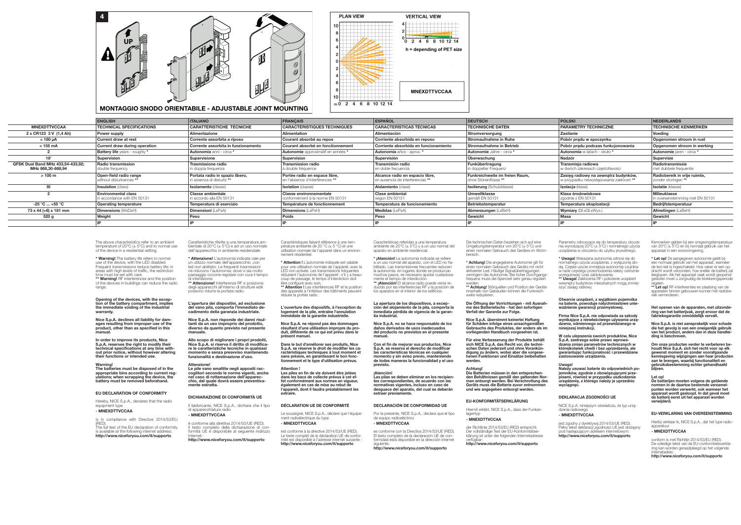4

UP

MONTAGGIO SNODO ORIENTABILE - ADJUSTABLE JOINT MOUNTING

PLAN VIEW

VERTICAL VIEW

h = depending of PET size

MNEXDTTVCCAA

| | ENGLISH | ITALIANO | FRANÇAIS | ESPAÑOL | DEUTSCH | POLSKI | NEDERLANDS |
|---|---|---|---|---|---|---|---|
| MNEXDTTVCCAA | TECHNICAL SPECIFICATIONS | CARATTERISTICHE TECNICHE | CARACTÉRISTIQUES TECHNIQUES | CARACTERÍSTICAS TÉCNICAS | TECHNISCHE DATEN | PARAMETRY TECHNICZNE | TECHNISCHE KENMERKEN |
| 2 x CR123 3 V (1,4 Ah) | Power supply | Alimentazione | Alimentation | Alimentación | Stromversorgung | Zasilanie | Voeding |
| < 180 µA | Current draw at rest | Corrente assorbita a riposo | Courant absorbé au repos | Corriente absorbida en reposo | Stromaufnahme in Ruhe | Pobór prądu w spoczynku | Opgenomen stroom in rust |
| < 155 mA | Current draw during operation | Corrente assorbita in funzionamento | Courant absorbé en fonctionnement | Corriente absorbida en funcionamiento | Stromaufnahme in Betrieb | Pobór prądu podczas funkcjonowania | Opgenomen stroom in werking |
| 2 | Battery life years - roughly * | Autonomia anni - circa * | Autonomie approximatif en années * | Autonomía años - aprox. * | Autonomie Jahre - circa * | Autonomia w latach - około * | Autonomie jaren - circa * |
| 18' | Supervision | Supervisione | Supervision | Supervisión | Überwachung | Nadzór | Supervisie |
| GFSK Dual Band MHz 433,54-433,92; MHz 868,30-868,94 | Radio transmission double frequency | Trasmissione radio in doppia frequenza | Transmission radio à double fréquence | Transmisión radio en doble frecuencia | Funkübertragung in doppelter Frequenz | Transmisja radiowa w dwóch zakresach częstotliwości | Radiotransmissie met dubbele frequentie |
| > 100 m | Open-field radio range without disturbances ** | Portata radio in spazio libero, in assenza di disturbi ** | Portée radio en espace libre, en l'absence d'interférences ** | Alcance radio en espacio libre, en ausencia de interferencias ** | Funkreichweite im freien Raum, ohne Störeinflüsse ** | Zasięg radiowy na zewnątrz budynków, w przypadku niewystępowania zakłóceń ** | Radiobereik in vrije ruimte, zonder storingen ** |
| III | Insulation (class) | Isolamento (classe) | Isolation (classe) | Aislamiento (clase) | Isolierung (Schutzklasse) | Izolacja (klasa) | Isolatie (klasse) |
| 2 | Environmental class in accordance with EN 50131 | Classe ambientale in accordo alla EN 50131 | Classe environnementale conformément à la norme EN 50131 | Clase ambiental según EN 50131 | Umweltklasse gemäß EN 50131 | Klasa środowiskowa zgodnie z EN 50131 | Milieuklasse in overeenstemming met EN 50131 |
| -25 °C ... +55 °C | Operating temperature | Temperatura di esercizio | Température de fonctionnement | Temperatura de funcionamiento | Betriebstemperatur | Temperatura eksploatacji | Bedrijfstemperatuur |
| 73 x 44 (+6) x 181 mm | Dimensions (WxDxH) | Dimensioni (LxPxA) | Dimensions (LxPxH) | Medidas (LxPxA) | Abmessungen (LxBxH) | Wymiary (Dł.xGł.xWys.) | Afmetingen (LxBxH) |
| 520 g | Weight | Peso | Poids | Peso | Gewicht | Masa | Gewicht |
| | IP | IP | IP | IP | IP | IP | IP |

The above characteristics refer to an ambient temperature of 20°C (± 5°C) and to normal use of the device in a residential setting.

* **Warning!** The battery life refers to normal use of the device, with the LED disabled. Frequent transmissions reduce battery life: in areas with high levels of traffic, the restriction time must be set with care.
** **Warning!** RF interferences and the position of the devices in buildings can reduce the radio range.

**Opening of the devices, with the exception of the battery compartment, implies the immediate voiding of the industrial warranty.**

**Nice S.p.A. declines all liability for damages resulting from improper use of the product, other than as specified in this manual.**

**In order to improve its products, Nice S.p.A. reserves the right to modify their technical specifications at any time without prior notice, without however altering their functions or intended use.**

**Warning!**
**The batteries must be disposed of in the appropriate bins according to current regulations; when scrapping the device, the battery must be removed beforehand.**

**EU DECLARATION OF CONFORMITY**

Hereby, NICE S.p.A., declares that the radio equipment type
**- MNEXDTTVCCAA**

is in compliance with Directive 2014/53/EU (RED).
The full text of the EU declaration of conformity is available at the following internet address:
**http://www.niceforyou.com/it/supporto**

Caratteristiche riferite a una temperatura ambientale di 20°C (± 5°C) e ad un uso normale dell'apparecchio in ambiente residenziale.

* **Attenzione!** L'autonomia indicata vale per un utilizzo normale dell'apparecchio ,con led non abilitato. Le frequenti trasmissioni ne riducono l'autonomia: dove vi sia molto passaggio occorre regolare con cura il tempo di interdizione.
** **Attenzione!** Interferenze RF e posizione degli apparecchi all'interno di strutture edili possono ridurre la portata radio.

**L'apertura dei dispositivi, ad esclusione del vano pila, comporta l'immediato decadimento della garanzia industriale.**

**Nice S.p.A. non risponde dei danni risultanti da un uso improprio del prodotto, diverso da quanto previsto nel presente manuale.**

**Allo scopo di migliorare i propri prodotti, Nice S.p.A. si riserva il diritto di modificare le caratteristiche tecniche in qualsiasi momento e senza preavviso mantenendo funzionalità e destinazione d'uso.**

**Attenzione!**
**Le pile vanno smaltite negli appositi raccoglitori secondo le norme vigenti, anche nel caso di rottamazione dell'apparecchio, dal quale dovrà essere preventivamente estratta.**

**DICHIARAZIONE DI CONFORMITÀ UE**

Il fabbricante, NICE S.p.A., dichiara che il tipo di apparecchiatura radio
**- MNEXDTTVCCAA**

è conforme alla direttiva 2014/53/UE (RED).
Il testo completo della dichiarazione di conformità UE è disponibile al seguente indirizzo Internet:
**http://www.niceforyou.com/it/supporto**

Caractéristiques faisant référence à une température ambiante de 20 °C (± 5 °C) et une utilisation normale de l'appareil dans un environnement résidentiel.

* **Attention !** L'autonomie indiquée est valable pour une utilisation normale de l'appareil, avec la LED non activée. Les transmissions fréquentes réduisent l'autonomie de l'appareil : s'il y a beaucoup de passage, le temps d'interdiction doit être configuré avec soin.
** **Attention !** Les interférences RF et la position des appareils à l'intérieur des bâtiments peuvent réduire la portée radio.

**L'ouverture des dispositifs, à l'exception du logement de la pile, entraîne l'annulation immédiate de la garantie industrielle.**

**Nice S.p.A. ne répond pas des dommages résultant d'une utilisation impropre du produit, différente de ce qui est prévu dans le présent manuel.**

**Dans le but d'améliorer ses produits, Nice S.p.A. se réserve le droit de modifier les caractéristiques techniques à tout moment et sans préavis, en garantissant le bon fonctionnement et le type d'utilisation prévus.**

**Attention !**
**Les piles en fin de vie doivent être jetées dans les bacs de collecte prévus à cet effet conformément aux normes en vigueur, également en cas de mise au rebut de l'appareil, dont il faudra préalablement les extraire.**

**DÉCLARATION UE DE CONFORMITÉ**

Le soussigné, NICE S.p.A., déclare que l'équipement radioélectrique du type
**- MNEXDTTVCCAA**

est conforme à la directive 2014/53/UE (RED).
Le texte complet de la déclaration UE de conformité est disponible à l'adresse internet suivante :
**http://www.niceforyou.com/it/supporto**

Características referidas a una temperatura ambiente de 20°C (± 5°C) y a un uso normal del aparato en ambiente residencial.

* **¡Atención!** La autonomía indicada se refiere a un uso normal del aparato, con el LED no habilitado. Las transmisiones frecuentes reducen la autonomía: en lugares donde se produzcan muchos pasos, es necesario ajustar cuidadosamente el tiempo de interdicción.
** **¡Atención!** El alcance radio puede verse reducido por las interferencias RF y la posición de los aparatos en el interior de los edificios.

**La apertura de los dispositivos, a excepción del alojamiento de la pila, comporta la inmediata pérdida de vigencia de la garantía industrial.**

**Nice S.p.A. no se hace responsable de los daños derivados de usos inadecuados del producto no previstos en el presente manual.**

**Con el fin de mejorar sus productos, Nice S.p.A. se reserva el derecho de modificar las características técnicas en cualquier momento y sin aviso previo, manteniendo de todas maneras la funcionalidad y el uso previsto.**

**¡Atención!**
**Las pilas se deben eliminar en los recipientes correspondientes, de acuerdo con las normativas vigentes, incluso en caso de desguace del aparato, del cual se deberán extraer previamente.**

**DECLARACIÓN DE CONFORMIDAD UE**

Por la presente, NICE S.p.A., declara que el tipo de equipo radioeléctrico
**- MNEXDTTVCCAA**

es conforme con la Directiva 2014/53/UE (RED).
El texto completo de la declaración UE de conformidad está disponible en la dirección Internet siguiente:
**http://www.niceforyou.com/it/supporto**

Die technischen Daten beziehen sich auf eine Umgebungstemperatur von 20°C (± 5°C) und einen normalen Gebrauch des Geräts im Wohnbereich.

* **Achtung!** Die angegebene Autonomie gilt für einen normalen Gebrauch des Geräts mit nicht aktivierter Led. Häufige Signalübertragungen verringern die Autonomie: Bei hoher Durchgangsfrequenz muss die Sperrzeit sehr genau reguliert werden.
** **Achtung!** Störquellen und Position der Geräte innerhalb von Gebäuden können die Funkreichweite reduzieren.

**Die Öffnung der Vorrichtungen - mit Ausnahme des Batteriefachs - hat den sofortigen Verfall der Garantie zur Folge.**

**Nice S.p.A. übernimmt keinerlei Haftung für Schäden infolge eines unsachgemäßen Gebrauchs des Produktes, der anders als im vorliegenden Handbuch vorgesehen ist.**

**Für eine Verbesserung der Produkte behält sich NICE S.p.A. das Recht vor, die technischen Daten jederzeit und ohne Vorankündigung zu ändern, wobei aber die vorgesehenen Funktionen und Einsätze beibehalten werden.**

**Achtung!**
**Die Batterien müssen in den entsprechenden Behältnissen gemäß den geltenden Normen entsorgt werden. Bei Verschrottung des Geräts muss die Batterie zuvor entnommen und wie angegeben entsorgt werden.**

**EU-KONFORMITÄTSERKLÄRUNG**

Hiermit erklärt, NICE S.p.A., dass der Funkanlagentyp
**- MNEXDTTVCCAA**

der Richtlinie 2014/53/EU (RED) entspricht.
Der vollständige Text der EU-Konformitätserklärung ist unter der folgenden Internetadresse verfügbar:
**http://www.niceforyou.com/it/supporto**

Parametry odnoszące się do temperatury otoczenia wynoszącej 20°C (± 5°C) i normalnego użycia urządzenia w otoczeniu do użytku prywatnego.

* **Uwaga!** Wskazana autonomia odnosi się do normalnego użycia urządzenia, z wyłączoną diodą. Częste użycie zmniejsza autonomię czujnika: w razie częstego przechodzenia należy ostrożnie wyregulować czas zablokowania.
** **Uwaga!** Zakłócenia RF i położenie urządzeń wewnątrz budynków mieszkalnych mogą zmniejszyć zasięg radiowy.

**Otwarcie urządzeń, z wyjątkiem pojemnika na baterie, powoduje natychmiastowe unieważnienie gwarancji przemysłowej.**

**Firma Nice S.p.A. nie odpowiada za szkody wynikające z niewłaściwego używania urządzenia, odmiennego od przewidzianego w niniejszej instrukcji.**

**W celu ulepszenia swoich produktów, Nice S.p.A. zastrzega sobie prawo wprowadzania zmian parametrów technicznych w którejkolwiek chwili i bez uprzedzenia, ale gwarantując funkcjonalność i przewidziane zastosowanie urządzenia.**

**Uwaga!**
**Należy usuwać baterie do odpowiednich pojemników, zgodnie z obowiązującymi przepisami, również w przypadku uszkodzenia urządzenia, z którego należy je uprzednio wyciągnąć.**

**DEKLARACJA ZGODNOŚCI UE**

NICE S.p.A. niniejszym oświadcza, że typ urządzenia radiowego
**- MNEXDTTVCCAA**

jest zgodny z dyrektywą 2014/53/UE (RED).
Pełny tekst deklaracji zgodności UE jest dostępny pod następującym adresem internetowym:
**http://www.niceforyou.com/it/supporto**

Kenmerken gelden bij een omgevingstemperatuur van 20°C (± 5°C) en bij normaal gebruik van het apparaat in een woonomgeving.

* **Let op!** De aangegeven autonomie geldt bij een normaal gebruik van het apparaat, wanneer de led niet is ingeschakeld. Hoe vaker er een opdracht wordt verzonden, hoe sneller de batterij zal leeglopen. Als het apparaat vaak wordt geopend/gesloten moet u zorgvuldig de blokkeringsperiode regelen.
** **Let op!** RF-interferenties en plaatsing van de apparaten binnen gebouwen kunnen het radiobereik verminderen.

**Het openen van de apparaten, met uitzondering van het batterijvak, zorgt ervoor dat de fabrieksgarantie onmiddellijk vervalt.**

**Nice S.p.A. is niet aansprakelijk voor schade die het gevolg is van een oneigenlijk gebruik van het product, anders dan in deze handleiding is beschreven.**

**Om onze producten verder te verbeteren behoudt Nice S.p.A. zich het recht voor op elk gewenst moment en zonder voorafgaande kennisgeving wijzigingen aan haar producten aan te brengen, waarbij functionaliteit en gebruiksbestemming echter gehandhaafd blijven.**

**Let op!**
**De batterijen moeten volgens de geldende normen in de daartoe bestemde verzamelpunten worden verwerkt, ook wanneer het apparaat wordt gesloopt. In dat geval moet de batterij eerst uit het apparaat worden verwijderd.**

**EU-VERKLARING VAN OVEREENSTEMMING**

Hierbij verklaar ik, NICE S.p.A., dat het type radioapparatuur
**- MNEXDTTVCCAA**

conform is met Richtlijn 2014/53/EU (RED).
De volledige tekst van de EU-conformiteitsverklaring kan worden geraadpleegd op het volgende internetadres:
**http://www.niceforyou.com/it/supporto**